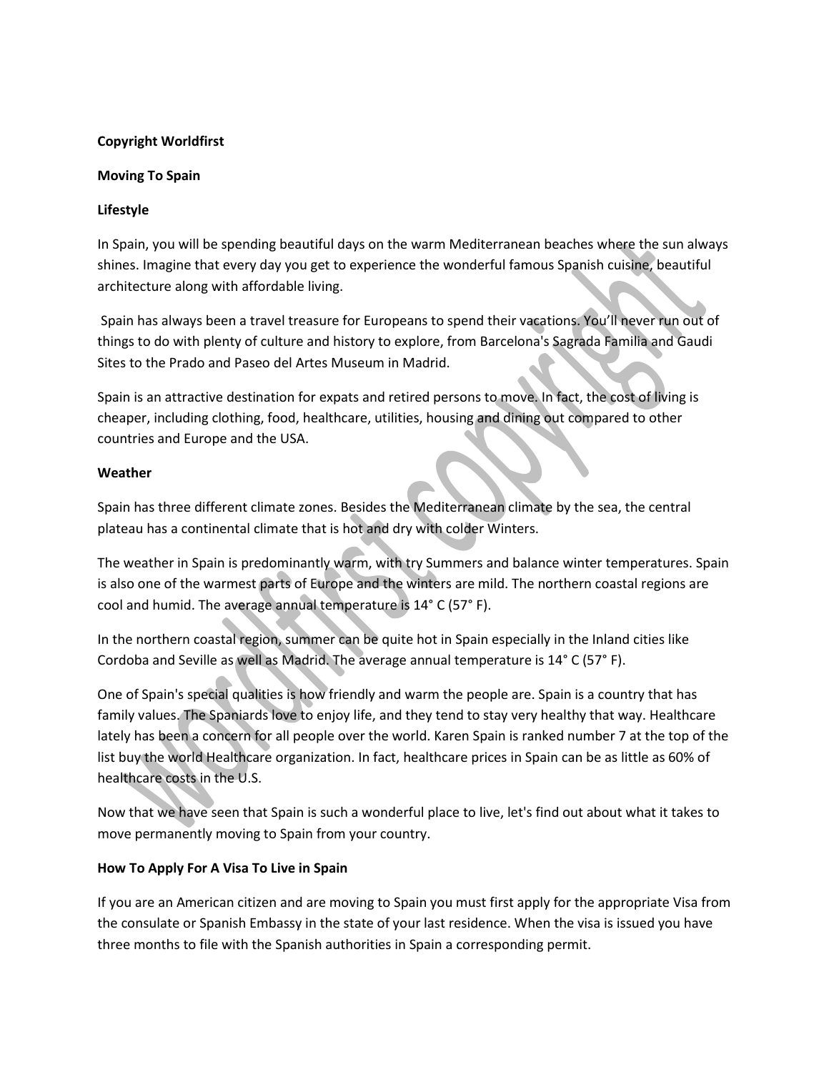**Copyright Worldfirst**

**Moving To Spain**

**Lifestyle**

In Spain, you will be spending beautiful days on the warm Mediterranean beaches where the sun always shines. Imagine that every day you get to experience the wonderful famous Spanish cuisine, beautiful architecture along with affordable living.

Spain has always been a travel treasure for Europeans to spend their vacations. You'll never run out of things to do with plenty of culture and history to explore, from Barcelona's Sagrada Familia and Gaudi Sites to the Prado and Paseo del Artes Museum in Madrid.

Spain is an attractive destination for expats and retired persons to move. In fact, the cost of living is cheaper, including clothing, food, healthcare, utilities, housing and dining out compared to other countries and Europe and the USA.

**Weather**

Spain has three different climate zones. Besides the Mediterranean climate by the sea, the central plateau has a continental climate that is hot and dry with colder Winters.

The weather in Spain is predominantly warm, with try Summers and balance winter temperatures. Spain is also one of the warmest parts of Europe and the winters are mild. The northern coastal regions are cool and humid. The average annual temperature is 14° C (57° F).

In the northern coastal region, summer can be quite hot in Spain especially in the Inland cities like Cordoba and Seville as well as Madrid. The average annual temperature is 14° C (57° F).

One of Spain's special qualities is how friendly and warm the people are. Spain is a country that has family values. The Spaniards love to enjoy life, and they tend to stay very healthy that way. Healthcare lately has been a concern for all people over the world. Karen Spain is ranked number 7 at the top of the list buy the world Healthcare organization. In fact, healthcare prices in Spain can be as little as 60% of healthcare costs in the U.S.

Now that we have seen that Spain is such a wonderful place to live, let's find out about what it takes to move permanently moving to Spain from your country.

**How To Apply For A Visa To Live in Spain**

If you are an American citizen and are moving to Spain you must first apply for the appropriate Visa from the consulate or Spanish Embassy in the state of your last residence. When the visa is issued you have three months to file with the Spanish authorities in Spain a corresponding permit.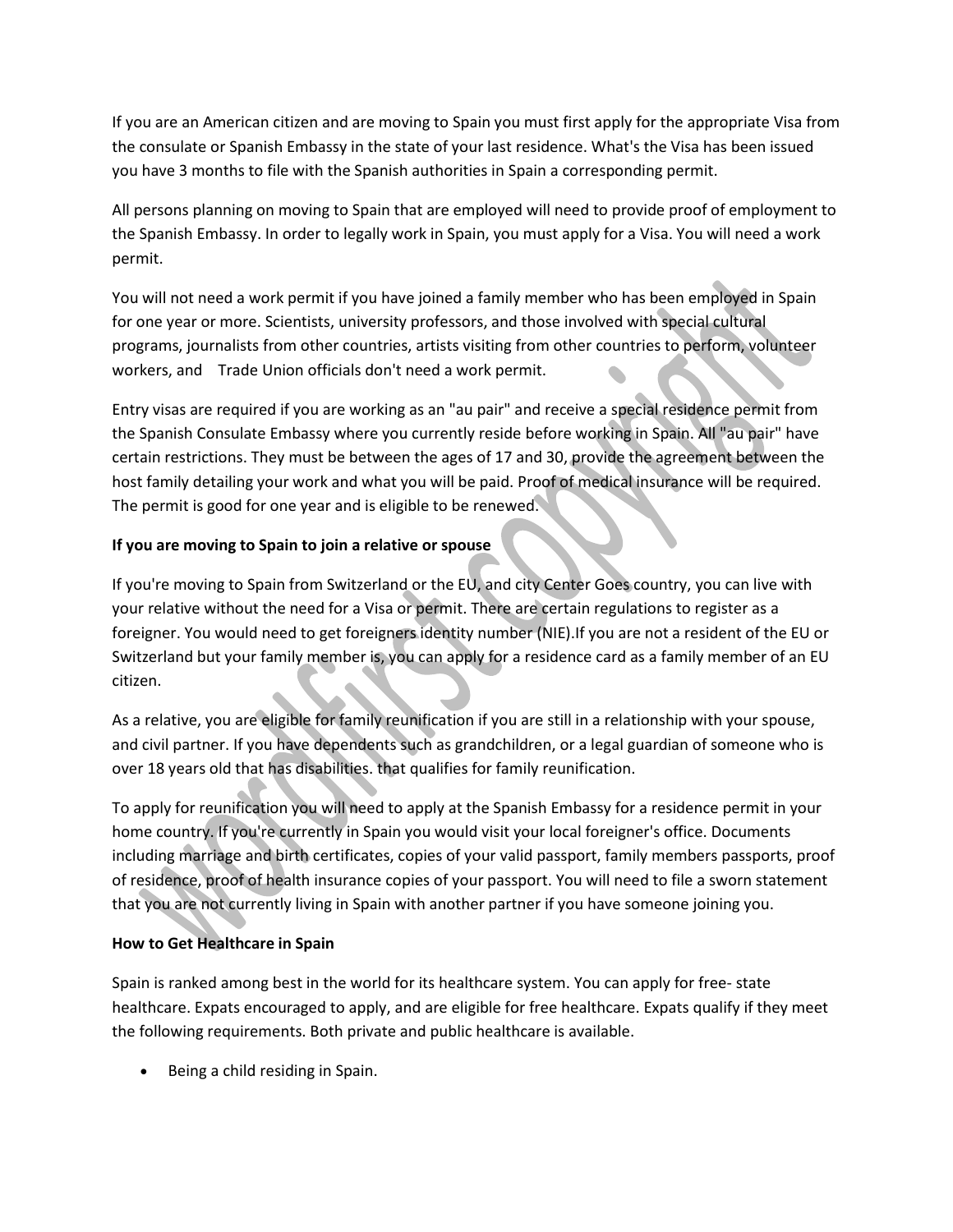If you are an American citizen and are moving to Spain you must first apply for the appropriate Visa from the consulate or Spanish Embassy in the state of your last residence. What's the Visa has been issued you have 3 months to file with the Spanish authorities in Spain a corresponding permit.

All persons planning on moving to Spain that are employed will need to provide proof of employment to the Spanish Embassy. In order to legally work in Spain, you must apply for a Visa. You will need a work permit.

You will not need a work permit if you have joined a family member who has been employed in Spain for one year or more. Scientists, university professors, and those involved with special cultural programs, journalists from other countries, artists visiting from other countries to perform, volunteer workers, and Trade Union officials don't need a work permit.

Entry visas are required if you are working as an "au pair" and receive a special residence permit from the Spanish Consulate Embassy where you currently reside before working in Spain. All "au pair" have certain restrictions. They must be between the ages of 17 and 30, provide the agreement between the host family detailing your work and what you will be paid. Proof of medical insurance will be required. The permit is good for one year and is eligible to be renewed.

**If you are moving to Spain to join a relative or spouse**

If you're moving to Spain from Switzerland or the EU, and city Center Goes country, you can live with your relative without the need for a Visa or permit. There are certain regulations to register as a foreigner. You would need to get foreigners identity number (NIE).If you are not a resident of the EU or Switzerland but your family member is, you can apply for a residence card as a family member of an EU citizen.

As a relative, you are eligible for family reunification if you are still in a relationship with your spouse, and civil partner. If you have dependents such as grandchildren, or a legal guardian of someone who is over 18 years old that has disabilities. that qualifies for family reunification.

To apply for reunification you will need to apply at the Spanish Embassy for a residence permit in your home country. If you're currently in Spain you would visit your local foreigner's office. Documents including marriage and birth certificates, copies of your valid passport, family members passports, proof of residence, proof of health insurance copies of your passport. You will need to file a sworn statement that you are not currently living in Spain with another partner if you have someone joining you.

**How to Get Healthcare in Spain**

Spain is ranked among best in the world for its healthcare system. You can apply for free- state healthcare. Expats encouraged to apply, and are eligible for free healthcare. Expats qualify if they meet the following requirements. Both private and public healthcare is available.

- Being a child residing in Spain.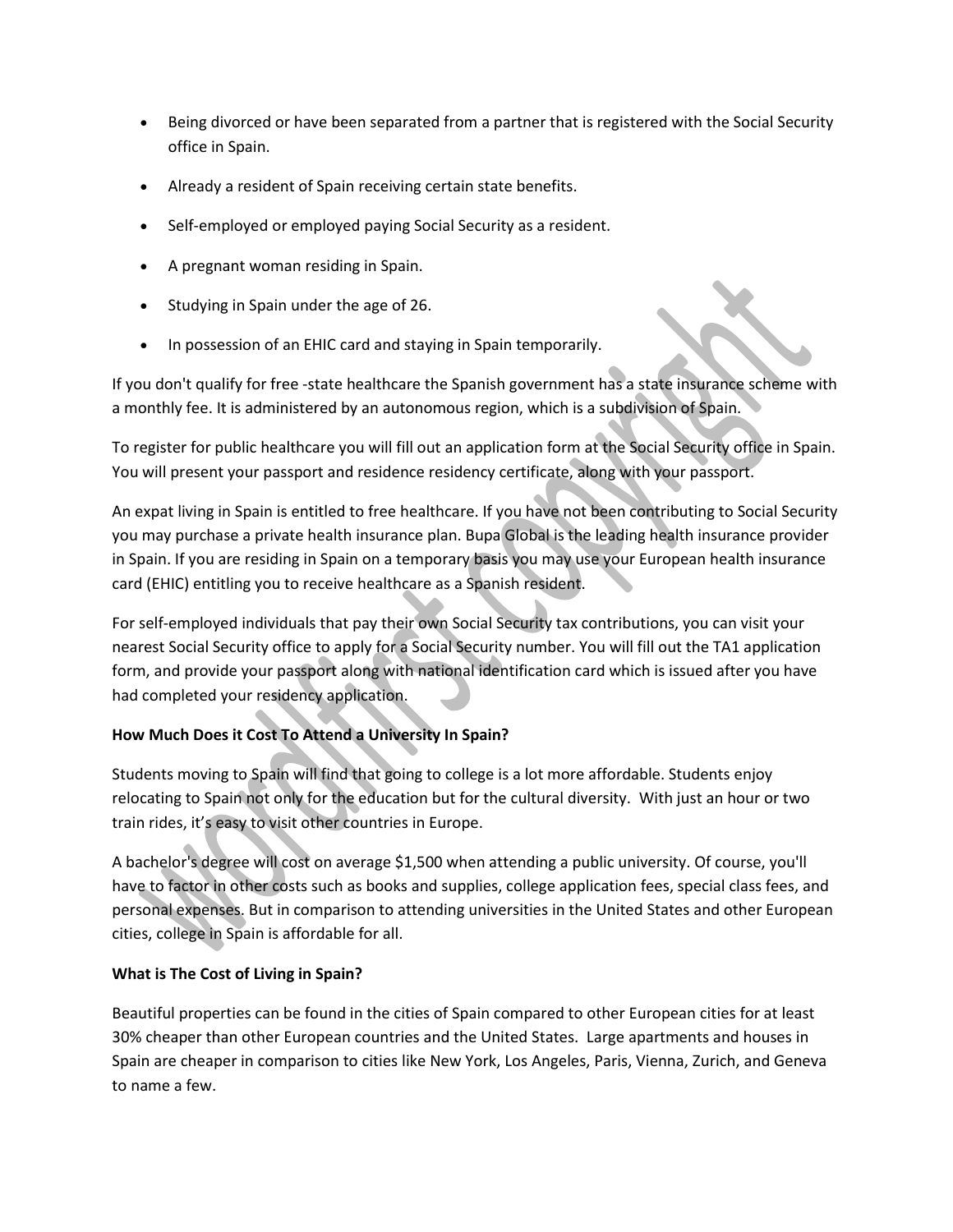- Being divorced or have been separated from a partner that is registered with the Social Security office in Spain.
- Already a resident of Spain receiving certain state benefits.
- Self-employed or employed paying Social Security as a resident.
- A pregnant woman residing in Spain.
- Studying in Spain under the age of 26.
- In possession of an EHIC card and staying in Spain temporarily.

If you don't qualify for free -state healthcare the Spanish government has a state insurance scheme with a monthly fee. It is administered by an autonomous region, which is a subdivision of Spain.

To register for public healthcare you will fill out an application form at the Social Security office in Spain. You will present your passport and residence residency certificate, along with your passport.

An expat living in Spain is entitled to free healthcare. If you have not been contributing to Social Security you may purchase a private health insurance plan. Bupa Global is the leading health insurance provider in Spain. If you are residing in Spain on a temporary basis you may use your European health insurance card (EHIC) entitling you to receive healthcare as a Spanish resident.

For self-employed individuals that pay their own Social Security tax contributions, you can visit your nearest Social Security office to apply for a Social Security number. You will fill out the TA1 application form, and provide your passport along with national identification card which is issued after you have had completed your residency application.

**How Much Does it Cost To Attend a University In Spain?**

Students moving to Spain will find that going to college is a lot more affordable. Students enjoy relocating to Spain not only for the education but for the cultural diversity. With just an hour or two train rides, it's easy to visit other countries in Europe.

A bachelor's degree will cost on average $1,500 when attending a public university. Of course, you'll have to factor in other costs such as books and supplies, college application fees, special class fees, and personal expenses. But in comparison to attending universities in the United States and other European cities, college in Spain is affordable for all.

**What is The Cost of Living in Spain?**

Beautiful properties can be found in the cities of Spain compared to other European cities for at least 30% cheaper than other European countries and the United States. Large apartments and houses in Spain are cheaper in comparison to cities like New York, Los Angeles, Paris, Vienna, Zurich, and Geneva to name a few.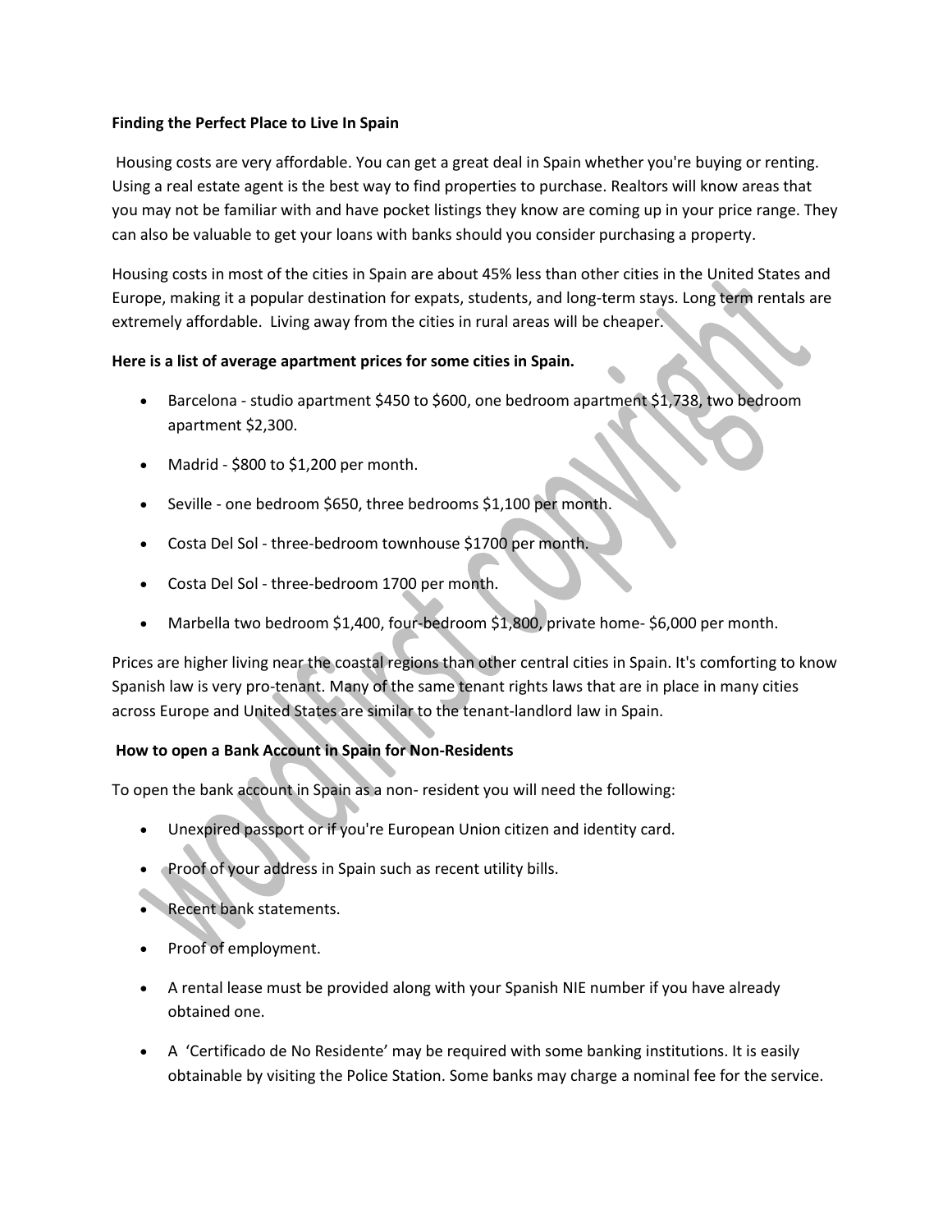**Finding the Perfect Place to Live In Spain**

Housing costs are very affordable. You can get a great deal in Spain whether you're buying or renting. Using a real estate agent is the best way to find properties to purchase. Realtors will know areas that you may not be familiar with and have pocket listings they know are coming up in your price range. They can also be valuable to get your loans with banks should you consider purchasing a property.

Housing costs in most of the cities in Spain are about 45% less than other cities in the United States and Europe, making it a popular destination for expats, students, and long-term stays. Long term rentals are extremely affordable. Living away from the cities in rural areas will be cheaper.

**Here is a list of average apartment prices for some cities in Spain.**

- Barcelona - studio apartment $450 to $600, one bedroom apartment $1,738, two bedroom apartment $2,300.
- Madrid - $800 to $1,200 per month.
- Seville - one bedroom $650, three bedrooms $1,100 per month.
- Costa Del Sol - three-bedroom townhouse $1700 per month.
- Costa Del Sol - three-bedroom 1700 per month.
- Marbella two bedroom $1,400, four-bedroom $1,800, private home- $6,000 per month.

Prices are higher living near the coastal regions than other central cities in Spain. It's comforting to know Spanish law is very pro-tenant. Many of the same tenant rights laws that are in place in many cities across Europe and United States are similar to the tenant-landlord law in Spain.

**How to open a Bank Account in Spain for Non-Residents**

To open the bank account in Spain as a non- resident you will need the following:

- Unexpired passport or if you're European Union citizen and identity card.
- Proof of your address in Spain such as recent utility bills.
- Recent bank statements.
- Proof of employment.
- A rental lease must be provided along with your Spanish NIE number if you have already obtained one.
- A 'Certificado de No Residente' may be required with some banking institutions. It is easily obtainable by visiting the Police Station. Some banks may charge a nominal fee for the service.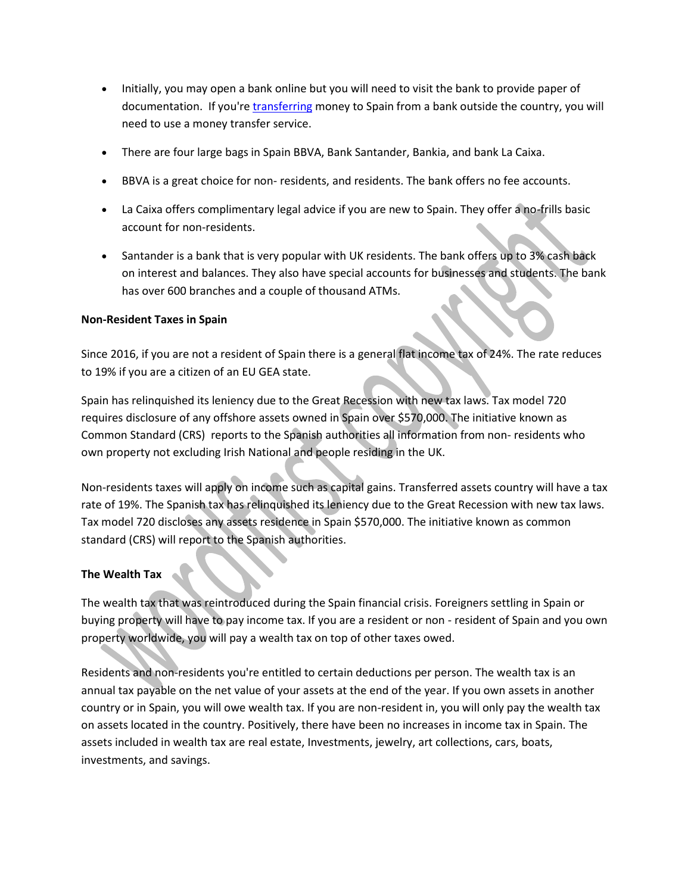- Initially, you may open a bank online but you will need to visit the bank to provide paper of documentation. If you're transferring money to Spain from a bank outside the country, you will need to use a money transfer service.
- There are four large bags in Spain BBVA, Bank Santander, Bankia, and bank La Caixa.
- BBVA is a great choice for non- residents, and residents. The bank offers no fee accounts.
- La Caixa offers complimentary legal advice if you are new to Spain. They offer a no-frills basic account for non-residents.
- Santander is a bank that is very popular with UK residents. The bank offers up to 3% cash back on interest and balances. They also have special accounts for businesses and students. The bank has over 600 branches and a couple of thousand ATMs.

**Non-Resident Taxes in Spain**

Since 2016, if you are not a resident of Spain there is a general flat income tax of 24%. The rate reduces to 19% if you are a citizen of an EU GEA state.

Spain has relinquished its leniency due to the Great Recession with new tax laws. Tax model 720 requires disclosure of any offshore assets owned in Spain over $570,000. The initiative known as Common Standard (CRS) reports to the Spanish authorities all information from non- residents who own property not excluding Irish National and people residing in the UK.

Non-residents taxes will apply on income such as capital gains. Transferred assets country will have a tax rate of 19%. The Spanish tax has relinquished its leniency due to the Great Recession with new tax laws. Tax model 720 discloses any assets residence in Spain $570,000. The initiative known as common standard (CRS) will report to the Spanish authorities.

**The Wealth Tax**

The wealth tax that was reintroduced during the Spain financial crisis. Foreigners settling in Spain or buying property will have to pay income tax. If you are a resident or non - resident of Spain and you own property worldwide, you will pay a wealth tax on top of other taxes owed.

Residents and non-residents you're entitled to certain deductions per person. The wealth tax is an annual tax payable on the net value of your assets at the end of the year. If you own assets in another country or in Spain, you will owe wealth tax. If you are non-resident in, you will only pay the wealth tax on assets located in the country. Positively, there have been no increases in income tax in Spain. The assets included in wealth tax are real estate, Investments, jewelry, art collections, cars, boats, investments, and savings.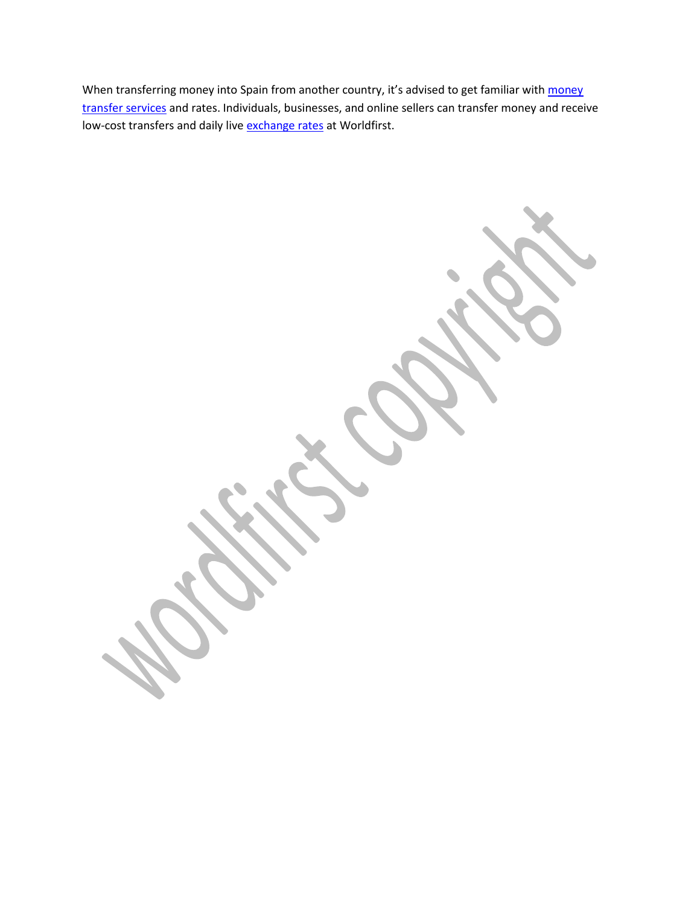When transferring money into Spain from another country, it's advised to get familiar with money transfer services and rates. Individuals, businesses, and online sellers can transfer money and receive low-cost transfers and daily live exchange rates at Worldfirst.